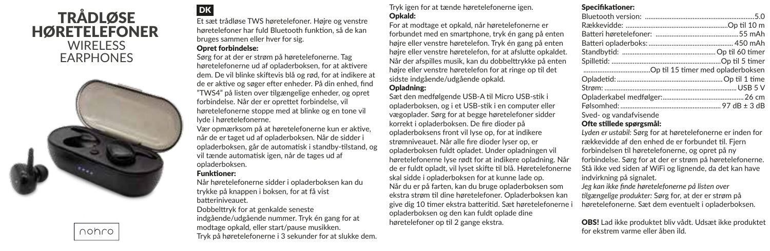# TRÅDLØSE HØRETELEFONER

## WIRELESS EARPHONES

nohro

## DK

Et sæt trådløse TWS høretelefoner. Højre og venstre høretelefoner har fuld Bluetooth funktion, så de kan bruges sammen eller hver for sig.

### Opret forbindelse:

Sørg for at der er strøm på høretelefonerne. Tag høretelefonerne ud af opladerboksen, for at aktivere dem. De vil blinke skiftevis blå og rød, for at indikere at de er aktive og søger efter enheder. På din enhed, find "TWS4" på listen over tilgængelige enheder, og opret forbindelse. Når der er oprettet forbindelse, vil høretelefonerne stoppe med at blinke og en tone vil lyde i høretelefonerne.

Vær opmærksom på at høretelefonerne kun er aktive, når de er taget ud af opladerboksen. Når de sidder i opladerboksen, går de automatisk i standby-tilstand, og vil tænde automatisk igen, når de tages ud af opladerboksen.

### Funktioner:

Når høretelefonerne sidder i opladerboksen kan du trykke på knappen i boksen, for at få vist batteriniveauet.

Dobbelttryk for at genkalde seneste indgående/udgående nummer. Tryk én gang for at modtage opkald, eller start/pause musikken.

Tryk på høretelefonerne i 3 sekunder for at slukke dem. Tryk igen for at tænde høretelefonerne igen.

### Opkald:

For at modtage et opkald, når høretelefonerne er forbundet med en smartphone, tryk én gang på enten højre eller venstre høretelefon. Tryk én gang på enten højre eller venstre høretelefon, for at afslutte opkaldet. Når der afspilles musik, kan du dobbelttrykke på enten højre eller venstre høretelefon for at ringe op til det sidste indgående/udgående opkald.

### Opladning:

Sæt den medfølgende USB-A til Micro USB-stik i opladerboksen, og i et USB-stik i en computer eller vægoplader. Sørg for at begge høretelefoner sidder korrekt i opladerboksen. De fire dioder på opladerboksens front vil lyse op, for at indikere strømniveauet. Når alle fire dioder lyser op, er opladerboksen fuldt opladet. Under opladningen vil høretelefonerne lyse rødt for at indikere opladning. Når de er fuldt opladt, vil lyset skifte til blå. Høretelefonerne skal sidde i opladerboksen for at kunne lade op.

Når du er på farten, kan du bruge opladerboksen som ekstra strøm til dine høretelefoner. Opladerboksen kan give dig 10 timer ekstra batteritid. Sæt høretelefonerne i opladerboksen og den kan fuldt oplade dine høretelefoner op til 2 gange ekstra.

### Specifikationer:

- Bluetooth version: .......... 5.0
- Rækkevidde: .......... Op til 10 m
- Batteri høretelefoner: .......... 55 mAh
- Batteri opladerboks: .......... 450 mAh
- Standbytid: .......... Op til 60 timer
- Spilletid: .......... Op til 5 timer
- .......... Op til 15 timer med opladerboksen
- Opladetid: .......... Op til 1 time
- Strøm: .......... USB 5 V
- Opladerkabel medfølger: .......... 26 cm
- Følsomhed: .......... 97 dB ± 3 dB
- Sved- og vandafvisende

### Ofte stillede spørgsmål:

*Lyden er ustabil:* Sørg for at høretelefonerne er inden for rækkevidde af den enhed de er forbundet til. Fjern forbindelsen til høretelefonerne, og opret på ny forbindelse. Sørg for at der er strøm på høretelefonerne. Stå ikke ved siden af WiFi og lignende, da det kan have indvirkning på signalet.

*Jeg kan ikke finde høretelefonerne på listen over tilgængelige produkter:* Sørg for, at der er strøm på høretelefonerne. Sæt dem eventuelt i opladerboksen.

**OBS!** Lad ikke produktet bliv vådt. Udsæt ikke produktet for ekstrem varme eller åben ild.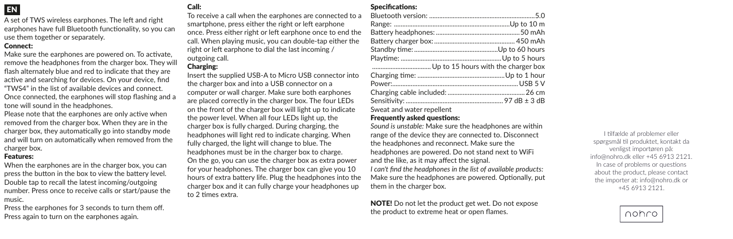# EN

A set of TWS wireless earphones. The left and right earphones have full Bluetooth functionality, so you can use them together or separately.

**Connect:**

Make sure the earphones are powered on. To activate, remove the headphones from the charger box. They will flash alternately blue and red to indicate that they are active and searching for devices. On your device, find "TWS4" in the list of available devices and connect. Once connected, the earphones will stop flashing and a tone will sound in the headphones.

Please note that the earphones are only active when removed from the charger box. When they are in the charger box, they automatically go into standby mode and will turn on automatically when removed from the charger box.

**Features:**

When the earphones are in the charger box, you can press the button in the box to view the battery level. Double tap to recall the latest incoming/outgoing number. Press once to receive calls or start/pause the music.

Press the earphones for 3 seconds to turn them off. Press again to turn on the earphones again.

**Call:**

To receive a call when the earphones are connected to a smartphone, press either the right or left earphone once. Press either right or left earphone once to end the call. When playing music, you can double-tap either the right or left earphone to dial the last incoming / outgoing call.

**Charging:**

Insert the supplied USB-A to Micro USB connector into the charger box and into a USB connector on a computer or wall charger. Make sure both earphones are placed correctly in the charger box. The four LEDs on the front of the charger box will light up to indicate the power level. When all four LEDs light up, the charger box is fully charged. During charging, the headphones will light red to indicate charging. When fully charged, the light will change to blue. The headphones must be in the charger box to charge.

On the go, you can use the charger box as extra power for your headphones. The charger box can give you 10 hours of extra battery life. Plug the headphones into the charger box and it can fully charge your headphones up to 2 times extra.

**Specifications:**

Bluetooth version: ............................................... 5.0
Range: ............................................... Up to 10 m
Battery headphones: ............................................... 50 mAh
Battery charger box: ............................................... 450 mAh
Standby time: ............................................... Up to 60 hours
Playtime: ............................................... Up to 5 hours
............................................... Up to 15 hours with the charger box
Charging time: ............................................... Up to 1 hour
Power: ............................................... USB 5 V
Charging cable included: ............................................... 26 cm
Sensitivity: ............................................... 97 dB ± 3 dB
Sweat and water repellent

**Frequently asked questions:**

*Sound is unstable:* Make sure the headphones are within range of the device they are connected to. Disconnect the headphones and reconnect. Make sure the headphones are powered. Do not stand next to WiFi and the like, as it may affect the signal.

*I can't find the headphones in the list of available products:* Make sure the headphones are powered. Optionally, put them in the charger box.

**NOTE!** Do not let the product get wet. Do not expose the product to extreme heat or open flames.

I tilfælde af problemer eller spørgsmål til produktet, kontakt da venligst importøren på: info@nohro.dk eller +45 6913 2121.
In case of problems or questions about the product, please contact the importer at: info@nohro.dk or +45 6913 2121.

nohro